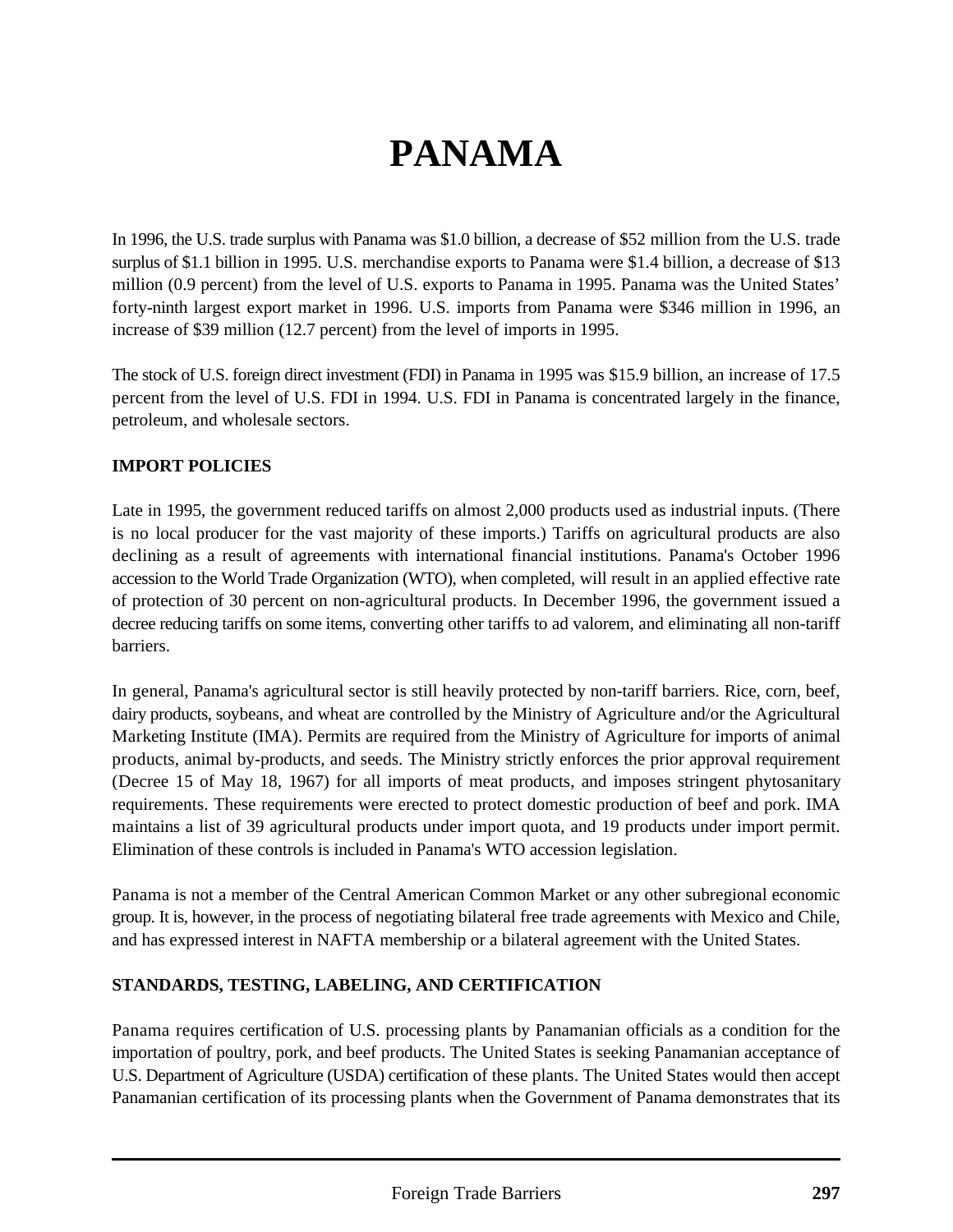# PANAMA

In 1996, the U.S. trade surplus with Panama was $1.0 billion, a decrease of $52 million from the U.S. trade surplus of $1.1 billion in 1995. U.S. merchandise exports to Panama were $1.4 billion, a decrease of $13 million (0.9 percent) from the level of U.S. exports to Panama in 1995. Panama was the United States' forty-ninth largest export market in 1996. U.S. imports from Panama were $346 million in 1996, an increase of $39 million (12.7 percent) from the level of imports in 1995.

The stock of U.S. foreign direct investment (FDI) in Panama in 1995 was $15.9 billion, an increase of 17.5 percent from the level of U.S. FDI in 1994. U.S. FDI in Panama is concentrated largely in the finance, petroleum, and wholesale sectors.

## IMPORT POLICIES

Late in 1995, the government reduced tariffs on almost 2,000 products used as industrial inputs. (There is no local producer for the vast majority of these imports.) Tariffs on agricultural products are also declining as a result of agreements with international financial institutions. Panama's October 1996 accession to the World Trade Organization (WTO), when completed, will result in an applied effective rate of protection of 30 percent on non-agricultural products. In December 1996, the government issued a decree reducing tariffs on some items, converting other tariffs to ad valorem, and eliminating all non-tariff barriers.

In general, Panama's agricultural sector is still heavily protected by non-tariff barriers. Rice, corn, beef, dairy products, soybeans, and wheat are controlled by the Ministry of Agriculture and/or the Agricultural Marketing Institute (IMA). Permits are required from the Ministry of Agriculture for imports of animal products, animal by-products, and seeds. The Ministry strictly enforces the prior approval requirement (Decree 15 of May 18, 1967) for all imports of meat products, and imposes stringent phytosanitary requirements. These requirements were erected to protect domestic production of beef and pork. IMA maintains a list of 39 agricultural products under import quota, and 19 products under import permit. Elimination of these controls is included in Panama's WTO accession legislation.

Panama is not a member of the Central American Common Market or any other subregional economic group. It is, however, in the process of negotiating bilateral free trade agreements with Mexico and Chile, and has expressed interest in NAFTA membership or a bilateral agreement with the United States.

## STANDARDS, TESTING, LABELING, AND CERTIFICATION

Panama requires certification of U.S. processing plants by Panamanian officials as a condition for the importation of poultry, pork, and beef products. The United States is seeking Panamanian acceptance of U.S. Department of Agriculture (USDA) certification of these plants. The United States would then accept Panamanian certification of its processing plants when the Government of Panama demonstrates that its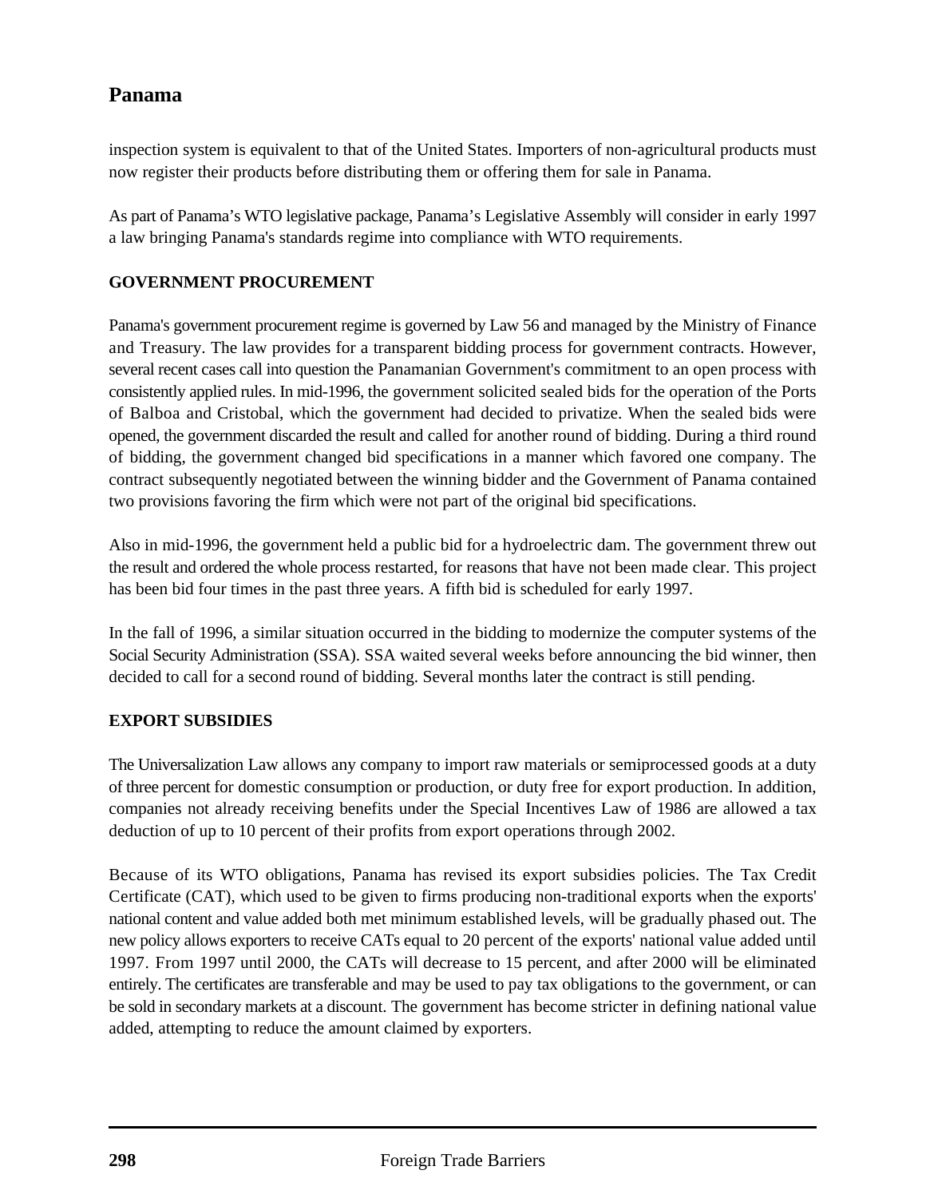inspection system is equivalent to that of the United States. Importers of non-agricultural products must now register their products before distributing them or offering them for sale in Panama.

As part of Panama's WTO legislative package, Panama's Legislative Assembly will consider in early 1997 a law bringing Panama's standards regime into compliance with WTO requirements.

## GOVERNMENT PROCUREMENT

Panama's government procurement regime is governed by Law 56 and managed by the Ministry of Finance and Treasury. The law provides for a transparent bidding process for government contracts. However, several recent cases call into question the Panamanian Government's commitment to an open process with consistently applied rules. In mid-1996, the government solicited sealed bids for the operation of the Ports of Balboa and Cristobal, which the government had decided to privatize. When the sealed bids were opened, the government discarded the result and called for another round of bidding. During a third round of bidding, the government changed bid specifications in a manner which favored one company. The contract subsequently negotiated between the winning bidder and the Government of Panama contained two provisions favoring the firm which were not part of the original bid specifications.

Also in mid-1996, the government held a public bid for a hydroelectric dam. The government threw out the result and ordered the whole process restarted, for reasons that have not been made clear. This project has been bid four times in the past three years. A fifth bid is scheduled for early 1997.

In the fall of 1996, a similar situation occurred in the bidding to modernize the computer systems of the Social Security Administration (SSA). SSA waited several weeks before announcing the bid winner, then decided to call for a second round of bidding. Several months later the contract is still pending.

## EXPORT SUBSIDIES

The Universalization Law allows any company to import raw materials or semiprocessed goods at a duty of three percent for domestic consumption or production, or duty free for export production. In addition, companies not already receiving benefits under the Special Incentives Law of 1986 are allowed a tax deduction of up to 10 percent of their profits from export operations through 2002.

Because of its WTO obligations, Panama has revised its export subsidies policies. The Tax Credit Certificate (CAT), which used to be given to firms producing non-traditional exports when the exports' national content and value added both met minimum established levels, will be gradually phased out. The new policy allows exporters to receive CATs equal to 20 percent of the exports' national value added until 1997. From 1997 until 2000, the CATs will decrease to 15 percent, and after 2000 will be eliminated entirely. The certificates are transferable and may be used to pay tax obligations to the government, or can be sold in secondary markets at a discount. The government has become stricter in defining national value added, attempting to reduce the amount claimed by exporters.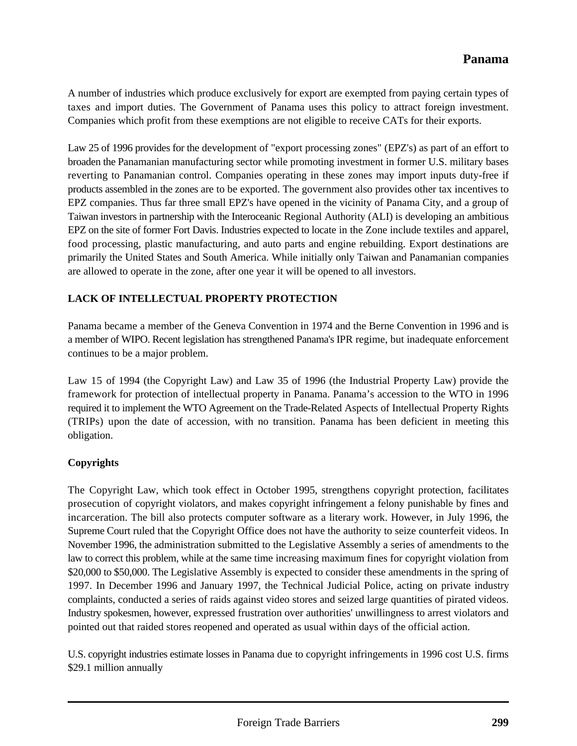A number of industries which produce exclusively for export are exempted from paying certain types of taxes and import duties. The Government of Panama uses this policy to attract foreign investment. Companies which profit from these exemptions are not eligible to receive CATs for their exports.

Law 25 of 1996 provides for the development of "export processing zones" (EPZ's) as part of an effort to broaden the Panamanian manufacturing sector while promoting investment in former U.S. military bases reverting to Panamanian control. Companies operating in these zones may import inputs duty-free if products assembled in the zones are to be exported. The government also provides other tax incentives to EPZ companies. Thus far three small EPZ's have opened in the vicinity of Panama City, and a group of Taiwan investors in partnership with the Interoceanic Regional Authority (ALI) is developing an ambitious EPZ on the site of former Fort Davis. Industries expected to locate in the Zone include textiles and apparel, food processing, plastic manufacturing, and auto parts and engine rebuilding. Export destinations are primarily the United States and South America. While initially only Taiwan and Panamanian companies are allowed to operate in the zone, after one year it will be opened to all investors.

## LACK OF INTELLECTUAL PROPERTY PROTECTION

Panama became a member of the Geneva Convention in 1974 and the Berne Convention in 1996 and is a member of WIPO. Recent legislation has strengthened Panama's IPR regime, but inadequate enforcement continues to be a major problem.

Law 15 of 1994 (the Copyright Law) and Law 35 of 1996 (the Industrial Property Law) provide the framework for protection of intellectual property in Panama. Panama's accession to the WTO in 1996 required it to implement the WTO Agreement on the Trade-Related Aspects of Intellectual Property Rights (TRIPs) upon the date of accession, with no transition. Panama has been deficient in meeting this obligation.

### Copyrights

The Copyright Law, which took effect in October 1995, strengthens copyright protection, facilitates prosecution of copyright violators, and makes copyright infringement a felony punishable by fines and incarceration. The bill also protects computer software as a literary work. However, in July 1996, the Supreme Court ruled that the Copyright Office does not have the authority to seize counterfeit videos. In November 1996, the administration submitted to the Legislative Assembly a series of amendments to the law to correct this problem, while at the same time increasing maximum fines for copyright violation from $20,000 to $50,000. The Legislative Assembly is expected to consider these amendments in the spring of 1997. In December 1996 and January 1997, the Technical Judicial Police, acting on private industry complaints, conducted a series of raids against video stores and seized large quantities of pirated videos. Industry spokesmen, however, expressed frustration over authorities' unwillingness to arrest violators and pointed out that raided stores reopened and operated as usual within days of the official action.

U.S. copyright industries estimate losses in Panama due to copyright infringements in 1996 cost U.S. firms $29.1 million annually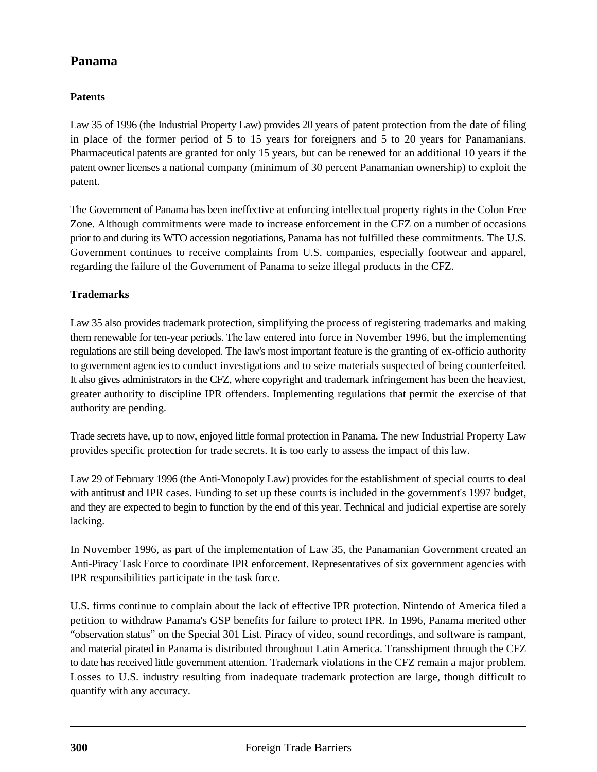## Panama

### Patents

Law 35 of 1996 (the Industrial Property Law) provides 20 years of patent protection from the date of filing in place of the former period of 5 to 15 years for foreigners and 5 to 20 years for Panamanians. Pharmaceutical patents are granted for only 15 years, but can be renewed for an additional 10 years if the patent owner licenses a national company (minimum of 30 percent Panamanian ownership) to exploit the patent.

The Government of Panama has been ineffective at enforcing intellectual property rights in the Colon Free Zone. Although commitments were made to increase enforcement in the CFZ on a number of occasions prior to and during its WTO accession negotiations, Panama has not fulfilled these commitments. The U.S. Government continues to receive complaints from U.S. companies, especially footwear and apparel, regarding the failure of the Government of Panama to seize illegal products in the CFZ.

### Trademarks

Law 35 also provides trademark protection, simplifying the process of registering trademarks and making them renewable for ten-year periods. The law entered into force in November 1996, but the implementing regulations are still being developed. The law's most important feature is the granting of ex-officio authority to government agencies to conduct investigations and to seize materials suspected of being counterfeited. It also gives administrators in the CFZ, where copyright and trademark infringement has been the heaviest, greater authority to discipline IPR offenders. Implementing regulations that permit the exercise of that authority are pending.

Trade secrets have, up to now, enjoyed little formal protection in Panama. The new Industrial Property Law provides specific protection for trade secrets. It is too early to assess the impact of this law.

Law 29 of February 1996 (the Anti-Monopoly Law) provides for the establishment of special courts to deal with antitrust and IPR cases. Funding to set up these courts is included in the government's 1997 budget, and they are expected to begin to function by the end of this year. Technical and judicial expertise are sorely lacking.

In November 1996, as part of the implementation of Law 35, the Panamanian Government created an Anti-Piracy Task Force to coordinate IPR enforcement. Representatives of six government agencies with IPR responsibilities participate in the task force.

U.S. firms continue to complain about the lack of effective IPR protection. Nintendo of America filed a petition to withdraw Panama's GSP benefits for failure to protect IPR. In 1996, Panama merited other "observation status" on the Special 301 List. Piracy of video, sound recordings, and software is rampant, and material pirated in Panama is distributed throughout Latin America. Transshipment through the CFZ to date has received little government attention. Trademark violations in the CFZ remain a major problem. Losses to U.S. industry resulting from inadequate trademark protection are large, though difficult to quantify with any accuracy.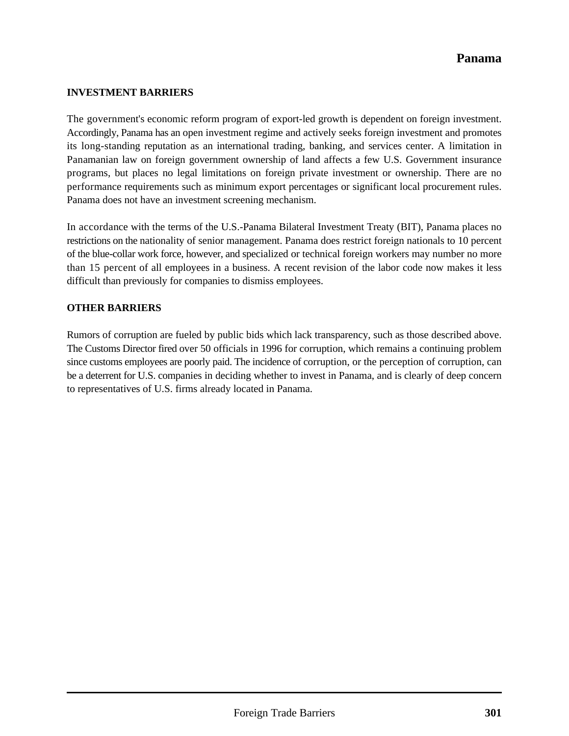## INVESTMENT BARRIERS

The government's economic reform program of export-led growth is dependent on foreign investment. Accordingly, Panama has an open investment regime and actively seeks foreign investment and promotes its long-standing reputation as an international trading, banking, and services center. A limitation in Panamanian law on foreign government ownership of land affects a few U.S. Government insurance programs, but places no legal limitations on foreign private investment or ownership. There are no performance requirements such as minimum export percentages or significant local procurement rules. Panama does not have an investment screening mechanism.

In accordance with the terms of the U.S.-Panama Bilateral Investment Treaty (BIT), Panama places no restrictions on the nationality of senior management. Panama does restrict foreign nationals to 10 percent of the blue-collar work force, however, and specialized or technical foreign workers may number no more than 15 percent of all employees in a business. A recent revision of the labor code now makes it less difficult than previously for companies to dismiss employees.

## OTHER BARRIERS

Rumors of corruption are fueled by public bids which lack transparency, such as those described above. The Customs Director fired over 50 officials in 1996 for corruption, which remains a continuing problem since customs employees are poorly paid. The incidence of corruption, or the perception of corruption, can be a deterrent for U.S. companies in deciding whether to invest in Panama, and is clearly of deep concern to representatives of U.S. firms already located in Panama.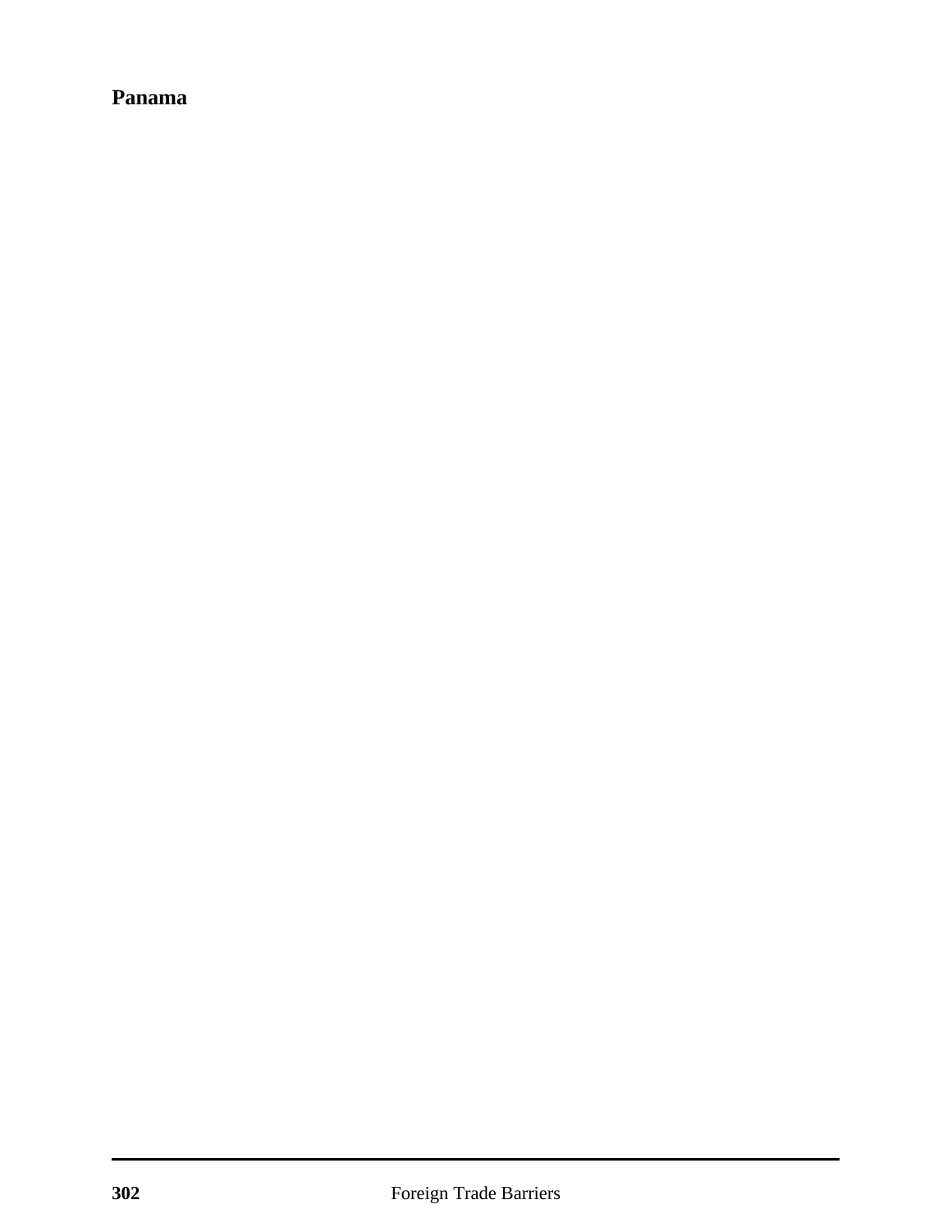**Panama**